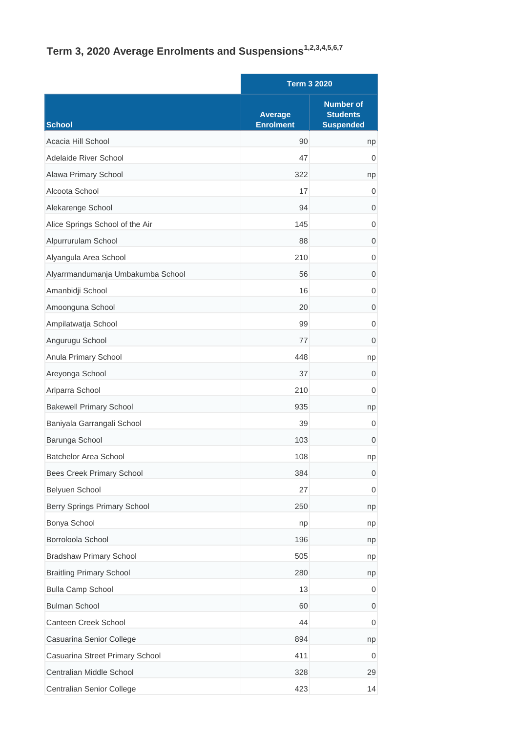## Term 3, 2020 Average Enrolments and Suspensions[1,2,3,4,5,6,7]

| | Term 3 2020 | |
|---|---|---|
| School | Average Enrolment | Number of Students Suspended |
| Acacia Hill School | 90 | np |
| Adelaide River School | 47 | 0 |
| Alawa Primary School | 322 | np |
| Alcoota School | 17 | 0 |
| Alekarenge School | 94 | 0 |
| Alice Springs School of the Air | 145 | 0 |
| Alpurrurulam School | 88 | 0 |
| Alyangula Area School | 210 | 0 |
| Alyarrmandumanja Umbakumba School | 56 | 0 |
| Amanbidji School | 16 | 0 |
| Amoonguna School | 20 | 0 |
| Ampilatwatja School | 99 | 0 |
| Angurugu School | 77 | 0 |
| Anula Primary School | 448 | np |
| Areyonga School | 37 | 0 |
| Arlparra School | 210 | 0 |
| Bakewell Primary School | 935 | np |
| Baniyala Garrangali School | 39 | 0 |
| Barunga School | 103 | 0 |
| Batchelor Area School | 108 | np |
| Bees Creek Primary School | 384 | 0 |
| Belyuen School | 27 | 0 |
| Berry Springs Primary School | 250 | np |
| Bonya School | np | np |
| Borroloola School | 196 | np |
| Bradshaw Primary School | 505 | np |
| Braitling Primary School | 280 | np |
| Bulla Camp School | 13 | 0 |
| Bulman School | 60 | 0 |
| Canteen Creek School | 44 | 0 |
| Casuarina Senior College | 894 | np |
| Casuarina Street Primary School | 411 | 0 |
| Centralian Middle School | 328 | 29 |
| Centralian Senior College | 423 | 14 |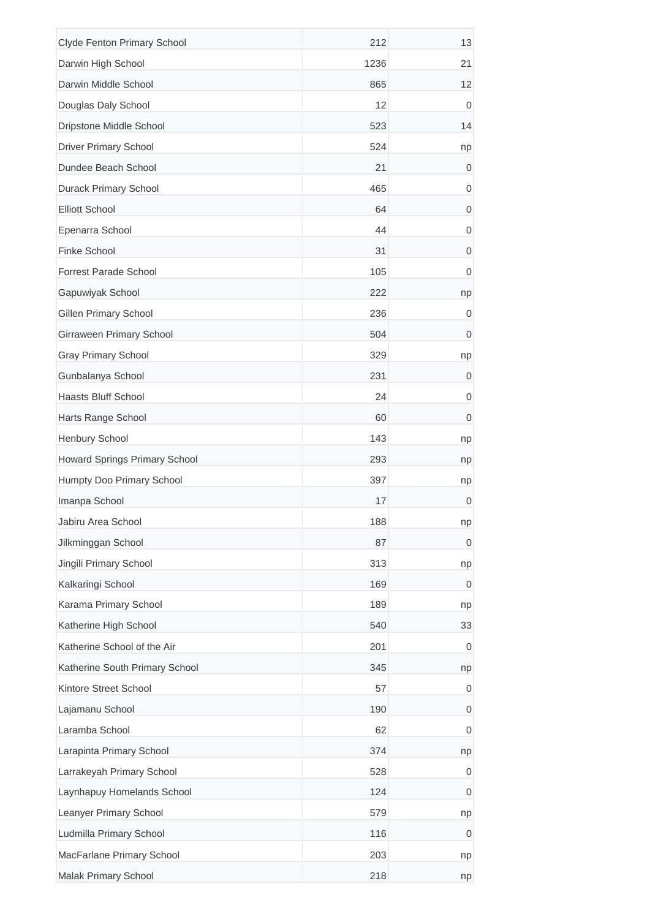| | | |
|---|---|---|
| Clyde Fenton Primary School | 212 | 13 |
| Darwin High School | 1236 | 21 |
| Darwin Middle School | 865 | 12 |
| Douglas Daly School | 12 | 0 |
| Dripstone Middle School | 523 | 14 |
| Driver Primary School | 524 | np |
| Dundee Beach School | 21 | 0 |
| Durack Primary School | 465 | 0 |
| Elliott School | 64 | 0 |
| Epenarra School | 44 | 0 |
| Finke School | 31 | 0 |
| Forrest Parade School | 105 | 0 |
| Gapuwiyak School | 222 | np |
| Gillen Primary School | 236 | 0 |
| Girraween Primary School | 504 | 0 |
| Gray Primary School | 329 | np |
| Gunbalanya School | 231 | 0 |
| Haasts Bluff School | 24 | 0 |
| Harts Range School | 60 | 0 |
| Henbury School | 143 | np |
| Howard Springs Primary School | 293 | np |
| Humpty Doo Primary School | 397 | np |
| Imanpa School | 17 | 0 |
| Jabiru Area School | 188 | np |
| Jilkminggan School | 87 | 0 |
| Jingili Primary School | 313 | np |
| Kalkaringi School | 169 | 0 |
| Karama Primary School | 189 | np |
| Katherine High School | 540 | 33 |
| Katherine School of the Air | 201 | 0 |
| Katherine South Primary School | 345 | np |
| Kintore Street School | 57 | 0 |
| Lajamanu School | 190 | 0 |
| Laramba School | 62 | 0 |
| Larapinta Primary School | 374 | np |
| Larrakeyah Primary School | 528 | 0 |
| Laynhapuy Homelands School | 124 | 0 |
| Leanyer Primary School | 579 | np |
| Ludmilla Primary School | 116 | 0 |
| MacFarlane Primary School | 203 | np |
| Malak Primary School | 218 | np |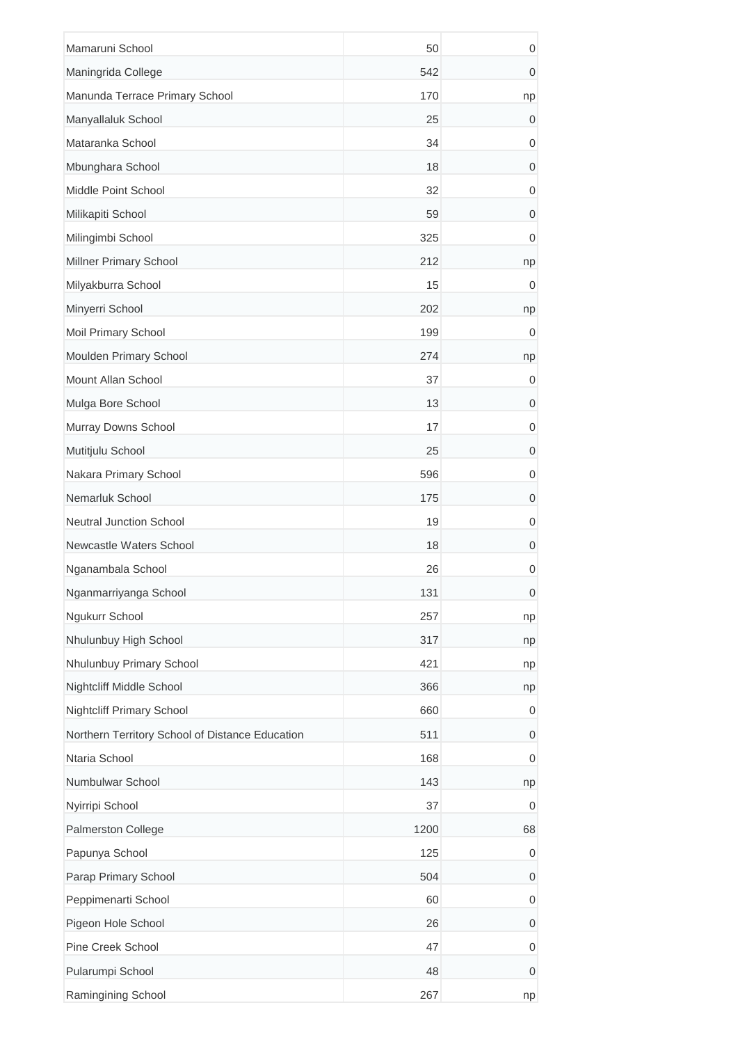| | | |
|---|---|---|
| Mamaruni School | 50 | 0 |
| Maningrida College | 542 | 0 |
| Manunda Terrace Primary School | 170 | np |
| Manyallaluk School | 25 | 0 |
| Mataranka School | 34 | 0 |
| Mbunghara School | 18 | 0 |
| Middle Point School | 32 | 0 |
| Milikapiti School | 59 | 0 |
| Milingimbi School | 325 | 0 |
| Millner Primary School | 212 | np |
| Milyakburra School | 15 | 0 |
| Minyerri School | 202 | np |
| Moil Primary School | 199 | 0 |
| Moulden Primary School | 274 | np |
| Mount Allan School | 37 | 0 |
| Mulga Bore School | 13 | 0 |
| Murray Downs School | 17 | 0 |
| Mutitjulu School | 25 | 0 |
| Nakara Primary School | 596 | 0 |
| Nemarluk School | 175 | 0 |
| Neutral Junction School | 19 | 0 |
| Newcastle Waters School | 18 | 0 |
| Nganambala School | 26 | 0 |
| Nganmarriyanga School | 131 | 0 |
| Ngukurr School | 257 | np |
| Nhulunbuy High School | 317 | np |
| Nhulunbuy Primary School | 421 | np |
| Nightcliff Middle School | 366 | np |
| Nightcliff Primary School | 660 | 0 |
| Northern Territory School of Distance Education | 511 | 0 |
| Ntaria School | 168 | 0 |
| Numbulwar School | 143 | np |
| Nyirripi School | 37 | 0 |
| Palmerston College | 1200 | 68 |
| Papunya School | 125 | 0 |
| Parap Primary School | 504 | 0 |
| Peppimenarti School | 60 | 0 |
| Pigeon Hole School | 26 | 0 |
| Pine Creek School | 47 | 0 |
| Pularumpi School | 48 | 0 |
| Ramingining School | 267 | np |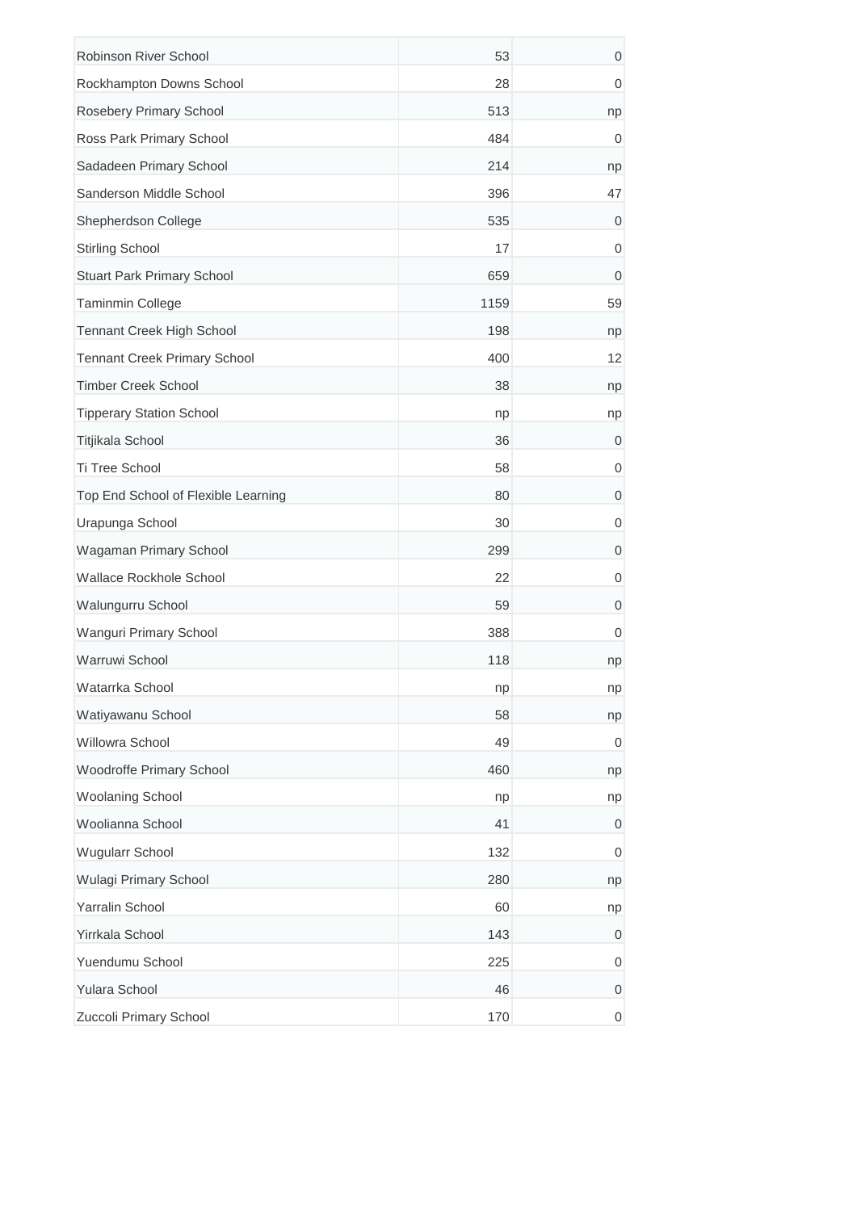| | | |
|---|---|---|
| Robinson River School | 53 | 0 |
| Rockhampton Downs School | 28 | 0 |
| Rosebery Primary School | 513 | np |
| Ross Park Primary School | 484 | 0 |
| Sadadeen Primary School | 214 | np |
| Sanderson Middle School | 396 | 47 |
| Shepherdson College | 535 | 0 |
| Stirling School | 17 | 0 |
| Stuart Park Primary School | 659 | 0 |
| Taminmin College | 1159 | 59 |
| Tennant Creek High School | 198 | np |
| Tennant Creek Primary School | 400 | 12 |
| Timber Creek School | 38 | np |
| Tipperary Station School | np | np |
| Titjikala School | 36 | 0 |
| Ti Tree School | 58 | 0 |
| Top End School of Flexible Learning | 80 | 0 |
| Urapunga School | 30 | 0 |
| Wagaman Primary School | 299 | 0 |
| Wallace Rockhole School | 22 | 0 |
| Walungurru School | 59 | 0 |
| Wanguri Primary School | 388 | 0 |
| Warruwi School | 118 | np |
| Watarrka School | np | np |
| Watiyawanu School | 58 | np |
| Willowra School | 49 | 0 |
| Woodroffe Primary School | 460 | np |
| Woolaning School | np | np |
| Woolianna School | 41 | 0 |
| Wugularr School | 132 | 0 |
| Wulagi Primary School | 280 | np |
| Yarralin School | 60 | np |
| Yirrkala School | 143 | 0 |
| Yuendumu School | 225 | 0 |
| Yulara School | 46 | 0 |
| Zuccoli Primary School | 170 | 0 |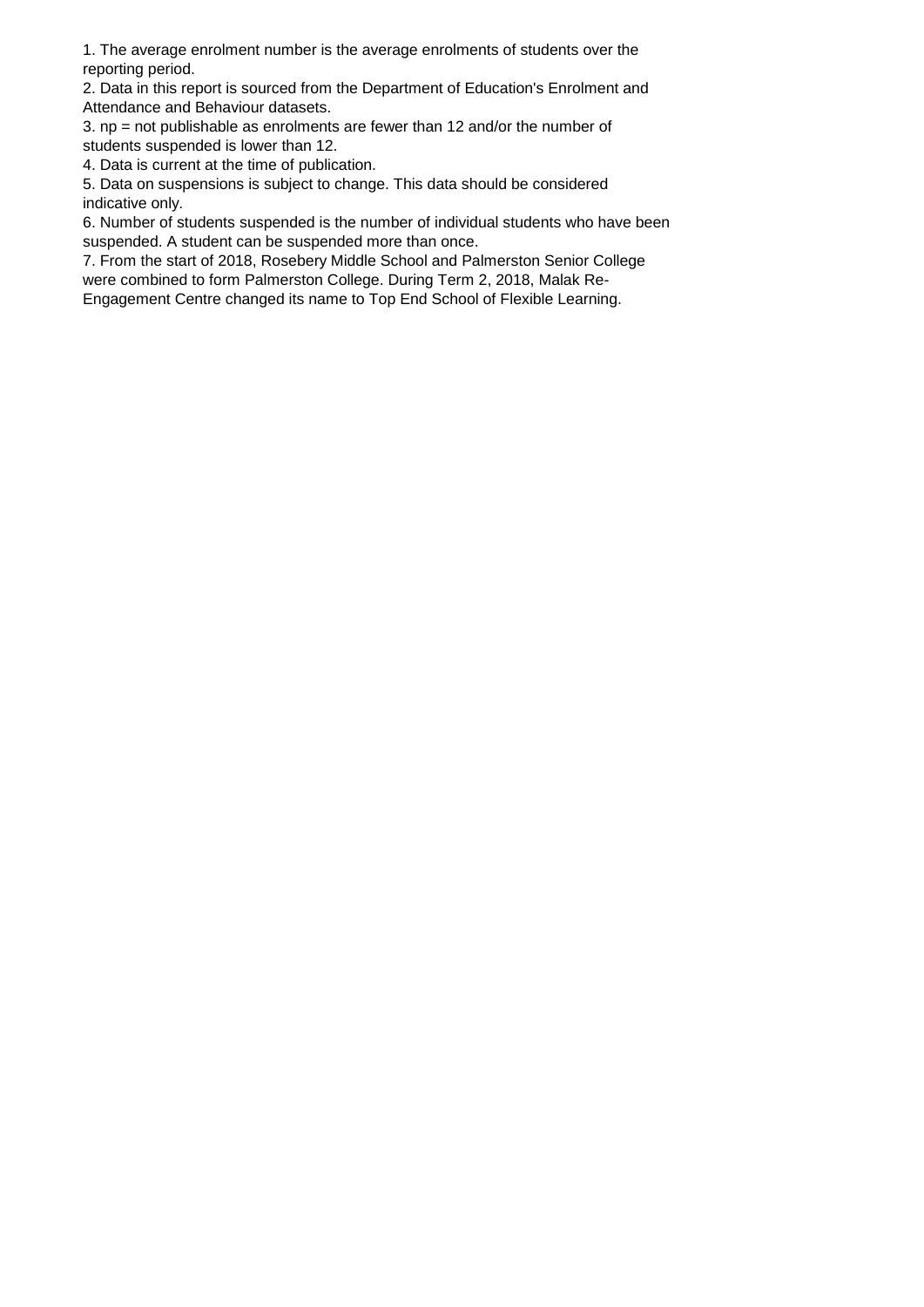1. The average enrolment number is the average enrolments of students over the reporting period.
2. Data in this report is sourced from the Department of Education's Enrolment and Attendance and Behaviour datasets.
3. np = not publishable as enrolments are fewer than 12 and/or the number of students suspended is lower than 12.
4. Data is current at the time of publication.
5. Data on suspensions is subject to change. This data should be considered indicative only.
6. Number of students suspended is the number of individual students who have been suspended. A student can be suspended more than once.
7. From the start of 2018, Rosebery Middle School and Palmerston Senior College were combined to form Palmerston College. During Term 2, 2018, Malak Re-Engagement Centre changed its name to Top End School of Flexible Learning.